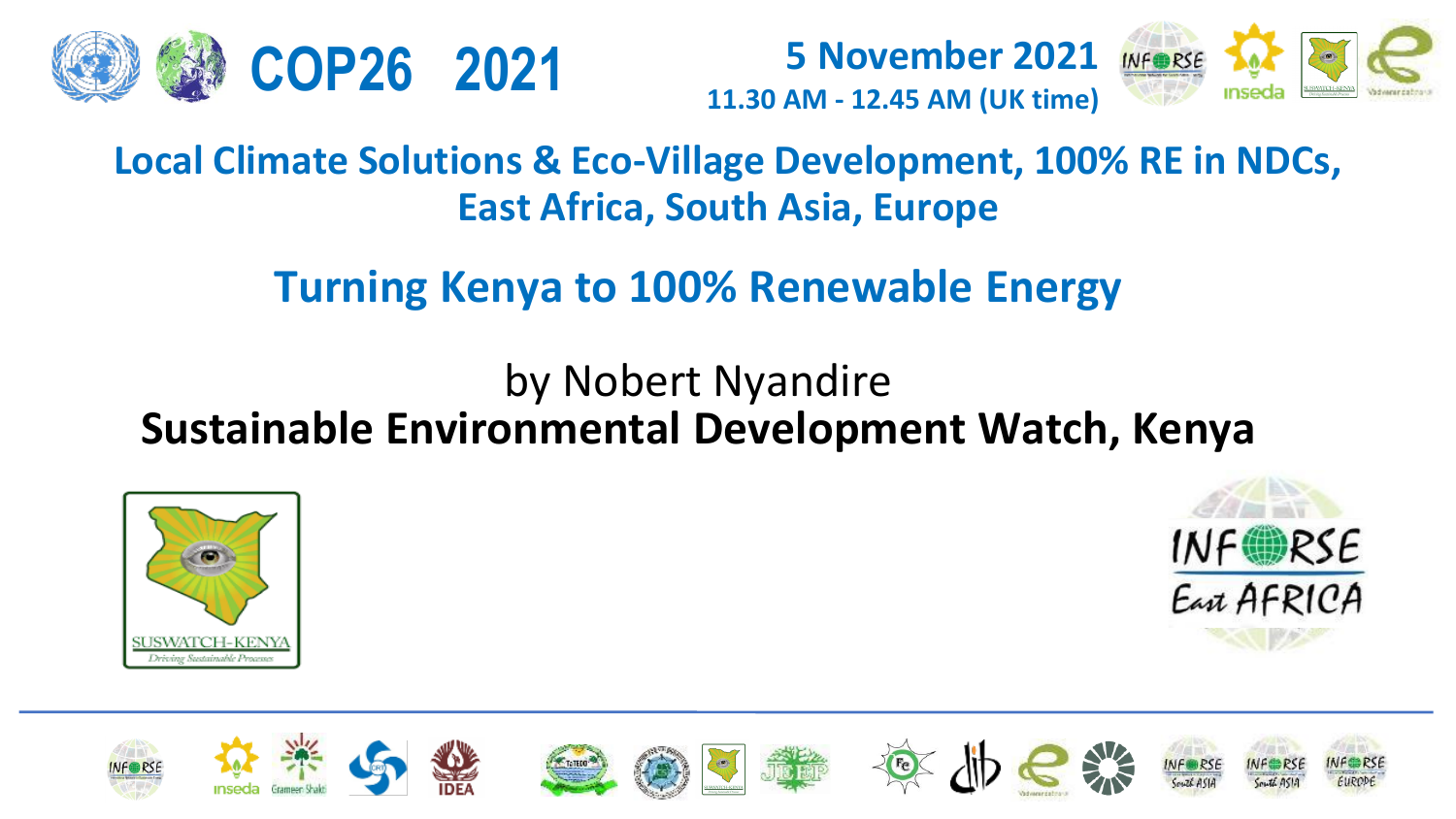# COP26 2021

**5 November 2021**
**11.30 AM - 12.45 AM (UK time)**

## Local Climate Solutions & Eco-Village Development, 100% RE in NDCs, East Africa, South Asia, Europe

## Turning Kenya to 100% Renewable Energy

by Nobert Nyandire

**Sustainable Environmental Development Watch, Kenya**

SUSWATCH-KENYA
*Driving Sustainable Processes*

INFORSE East AFRICA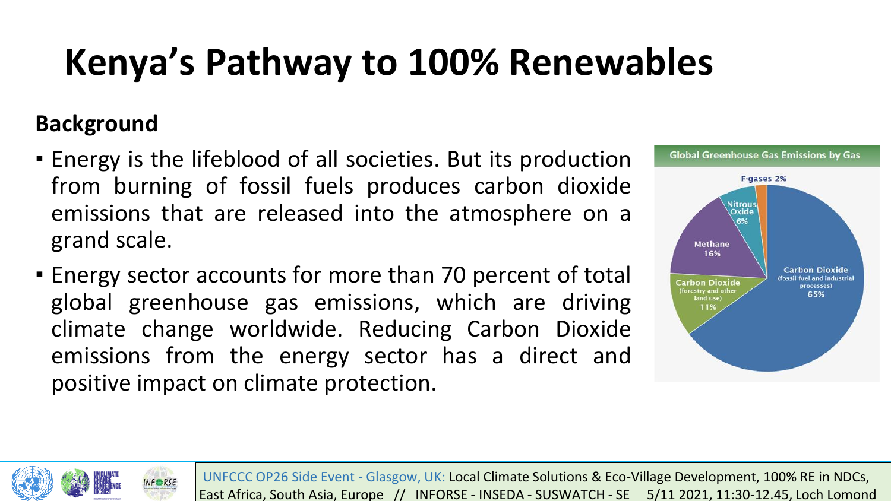# Kenya's Pathway to 100% Renewables

## Background

- Energy is the lifeblood of all societies. But its production from burning of fossil fuels produces carbon dioxide emissions that are released into the atmosphere on a grand scale.
- Energy sector accounts for more than 70 percent of total global greenhouse gas emissions, which are driving climate change worldwide. Reducing Carbon Dioxide emissions from the energy sector has a direct and positive impact on climate protection.

**Global Greenhouse Gas Emissions by Gas**

- Carbon Dioxide (fossil fuel and industrial processes) 65%
- Carbon Dioxide (forestry and other land use) 11%
- Methane 16%
- Nitrous Oxide 6%
- F-gases 2%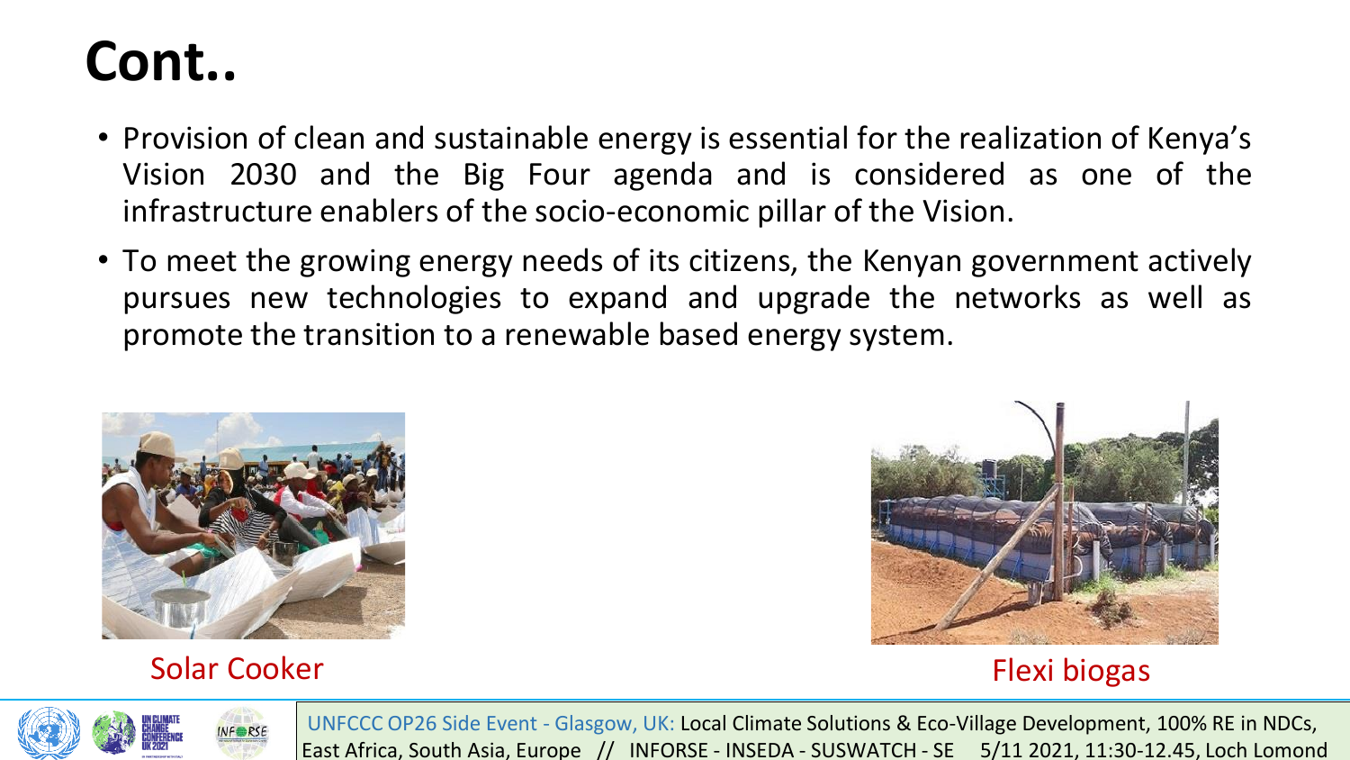# Cont..

- Provision of clean and sustainable energy is essential for the realization of Kenya's Vision 2030 and the Big Four agenda and is considered as one of the infrastructure enablers of the socio-economic pillar of the Vision.
- To meet the growing energy needs of its citizens, the Kenyan government actively pursues new technologies to expand and upgrade the networks as well as promote the transition to a renewable based energy system.

Solar Cooker

Flexi biogas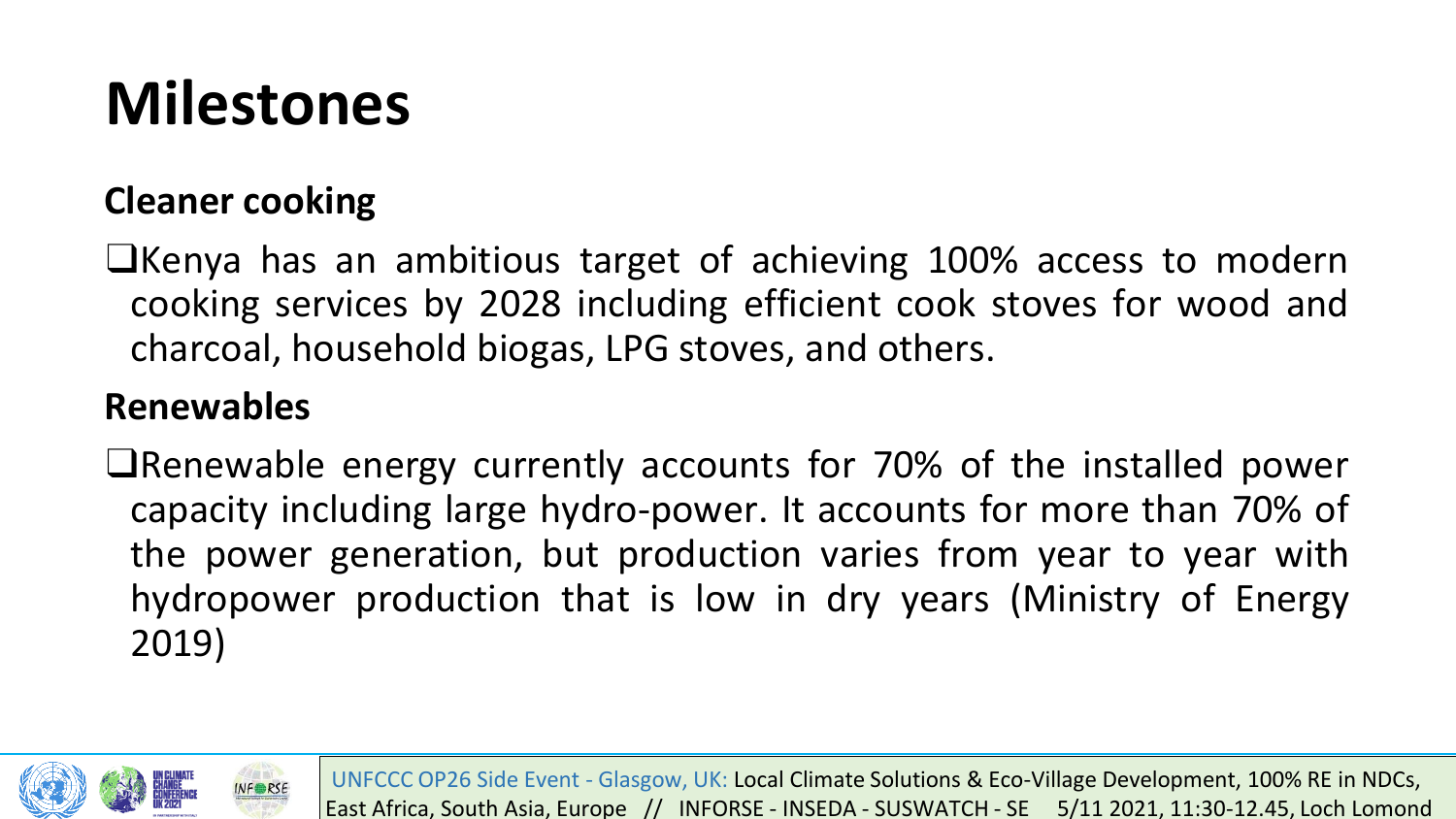# Milestones

## Cleaner cooking

- Kenya has an ambitious target of achieving 100% access to modern cooking services by 2028 including efficient cook stoves for wood and charcoal, household biogas, LPG stoves, and others.

## Renewables

- Renewable energy currently accounts for 70% of the installed power capacity including large hydro-power. It accounts for more than 70% of the power generation, but production varies from year to year with hydropower production that is low in dry years (Ministry of Energy 2019)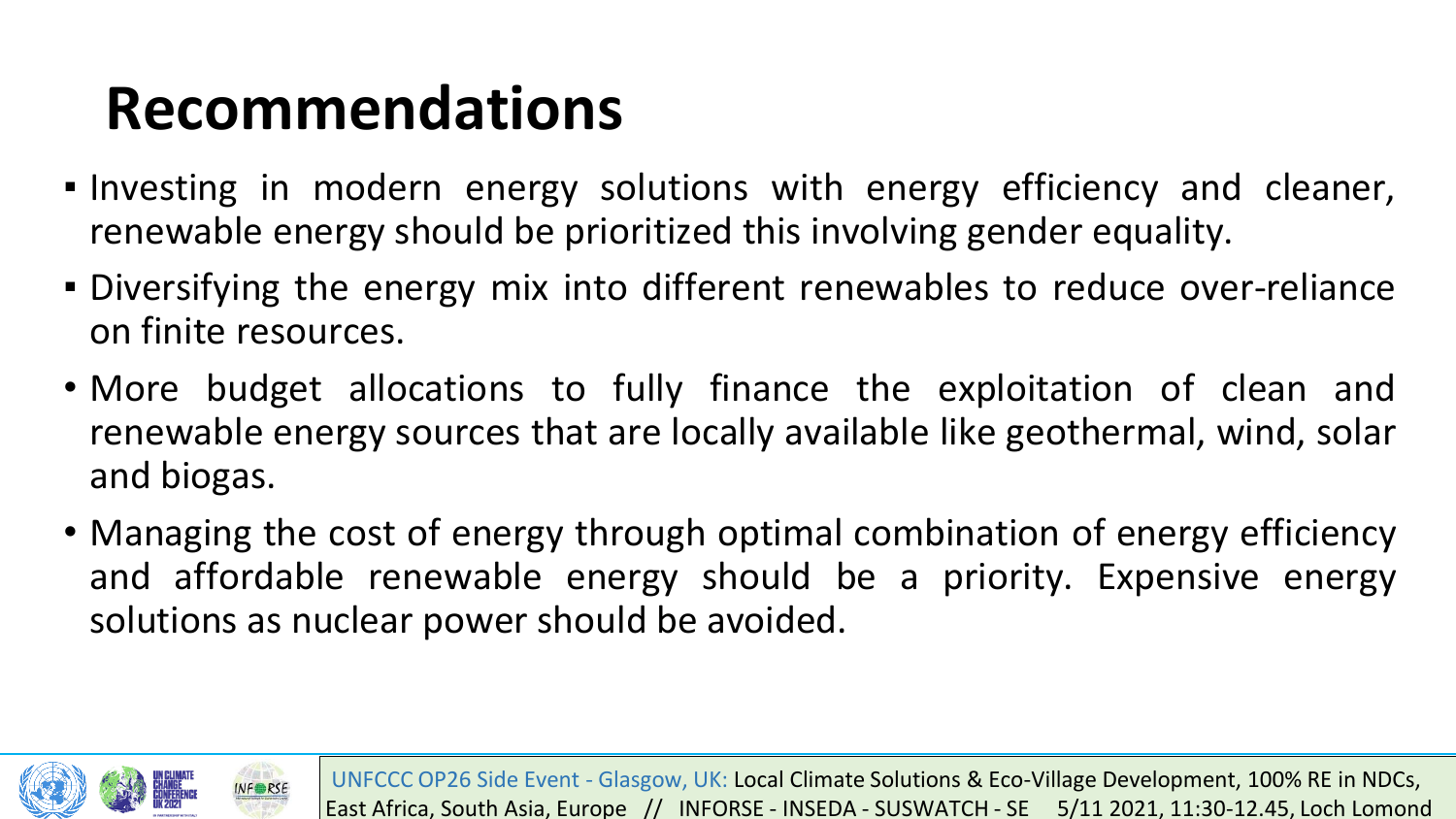# Recommendations

- Investing in modern energy solutions with energy efficiency and cleaner, renewable energy should be prioritized this involving gender equality.
- Diversifying the energy mix into different renewables to reduce over-reliance on finite resources.
- More budget allocations to fully finance the exploitation of clean and renewable energy sources that are locally available like geothermal, wind, solar and biogas.
- Managing the cost of energy through optimal combination of energy efficiency and affordable renewable energy should be a priority. Expensive energy solutions as nuclear power should be avoided.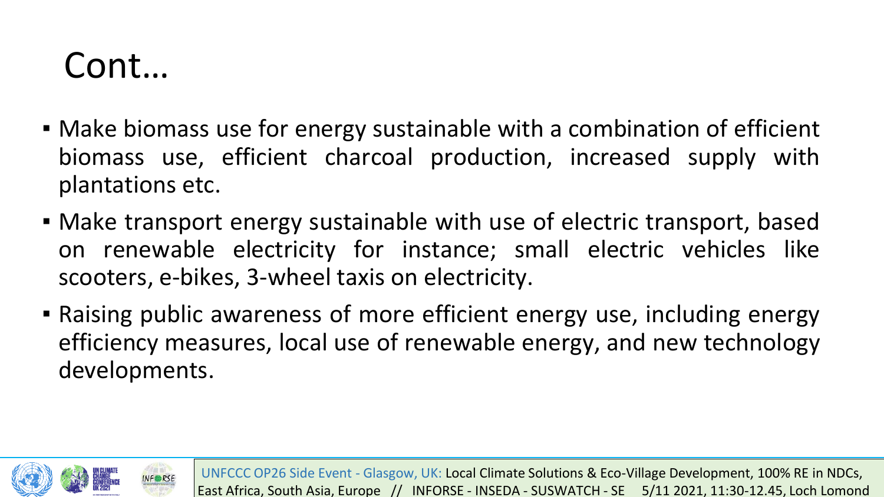# Cont…

- Make biomass use for energy sustainable with a combination of efficient biomass use, efficient charcoal production, increased supply with plantations etc.
- Make transport energy sustainable with use of electric transport, based on renewable electricity for instance; small electric vehicles like scooters, e-bikes, 3-wheel taxis on electricity.
- Raising public awareness of more efficient energy use, including energy efficiency measures, local use of renewable energy, and new technology developments.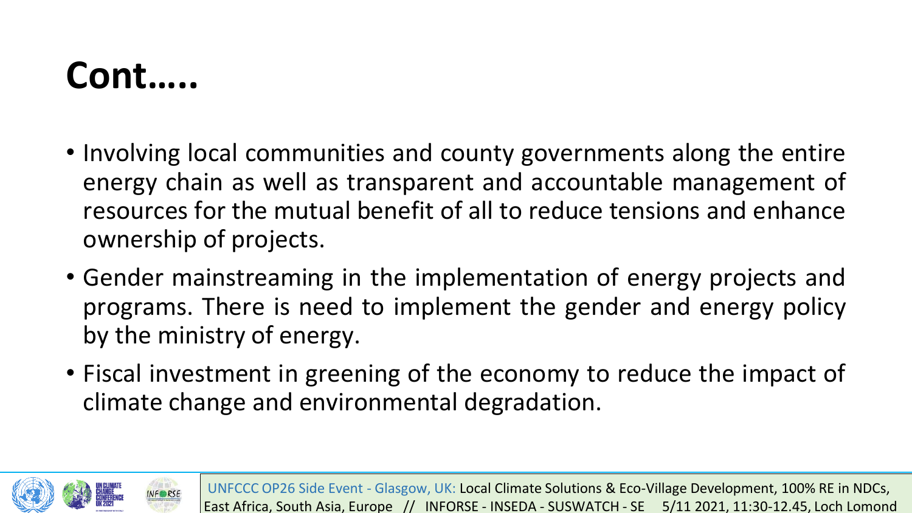# Cont…..

- Involving local communities and county governments along the entire energy chain as well as transparent and accountable management of resources for the mutual benefit of all to reduce tensions and enhance ownership of projects.
- Gender mainstreaming in the implementation of energy projects and programs. There is need to implement the gender and energy policy by the ministry of energy.
- Fiscal investment in greening of the economy to reduce the impact of climate change and environmental degradation.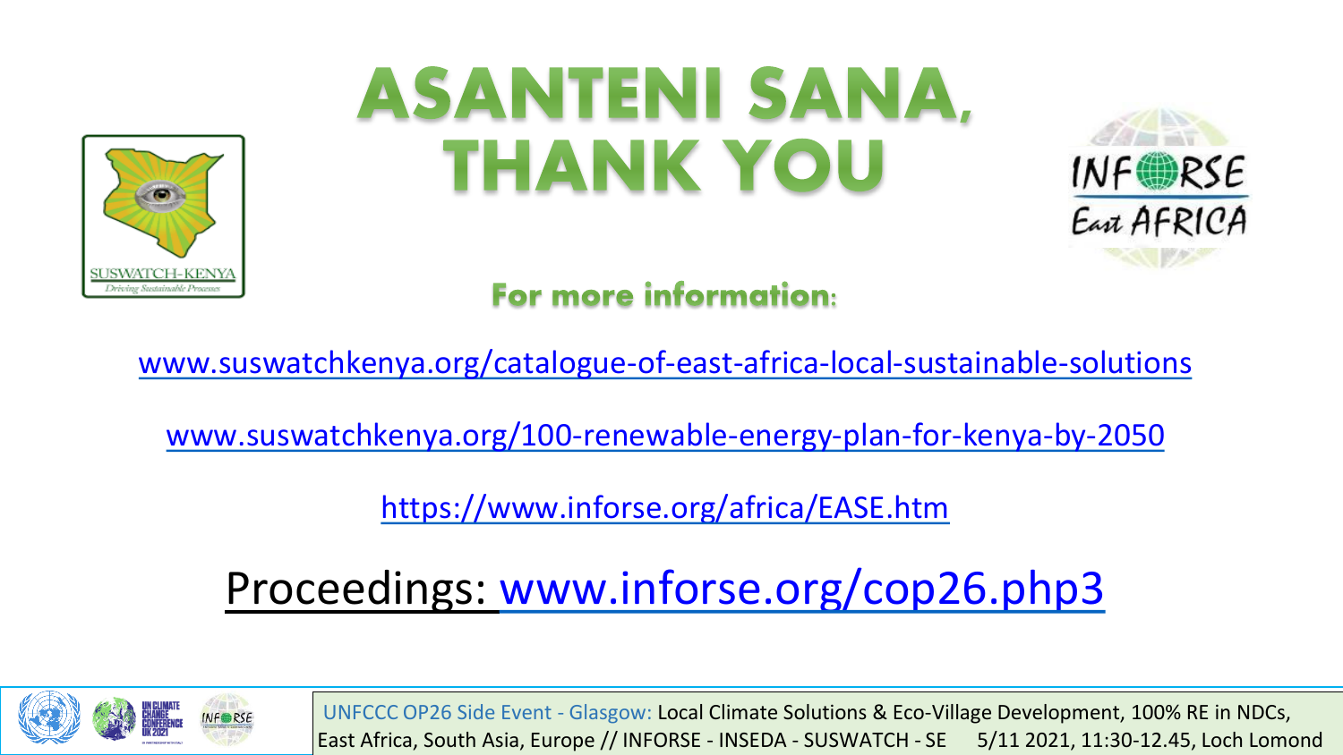# ASANTENI SANA, THANK YOU

SUSWATCH-KENYA
Driving Sustainable Processes

INFORSE East AFRICA

**For more information:**

www.suswatchkenya.org/catalogue-of-east-africa-local-sustainable-solutions

www.suswatchkenya.org/100-renewable-energy-plan-for-kenya-by-2050

https://www.inforse.org/africa/EASE.htm

Proceedings: www.inforse.org/cop26.php3

UNFCCC OP26 Side Event - Glasgow: Local Climate Solutions & Eco-Village Development, 100% RE in NDCs, East Africa, South Asia, Europe // INFORSE - INSEDA - SUSWATCH - SE 5/11 2021, 11:30-12.45, Loch Lomond